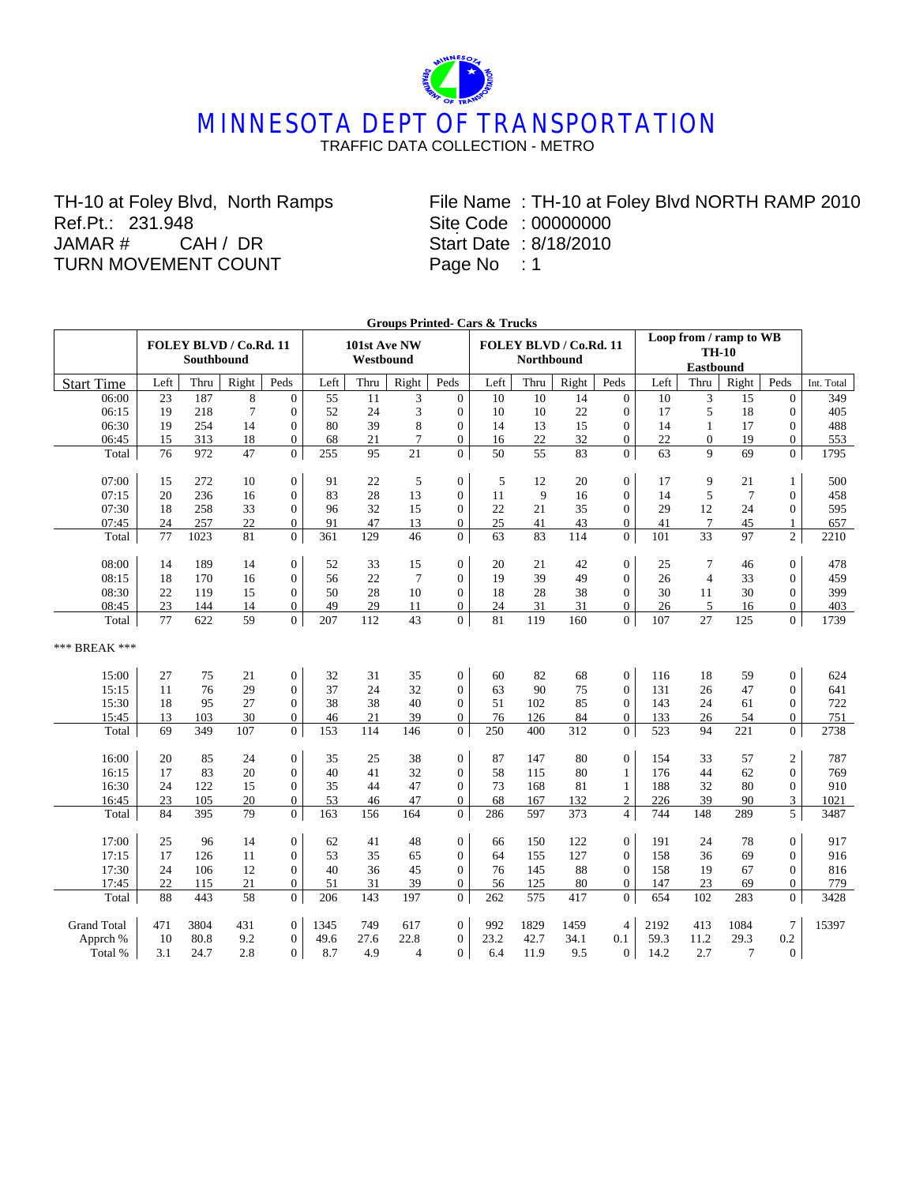# MINNESOTA DEPT OF TRANSPORTATION

TRAFFIC DATA COLLECTION - METRO

TH-10 at Foley Blvd, North Ramps
Ref.Pt.: 231.948
JAMAR # CAH / DR
TURN MOVEMENT COUNT

File Name : TH-10 at Foley Blvd NORTH RAMP 2010
Site Code : 00000000
Start Date : 8/18/2010
Page No : 1

**Groups Printed- Cars & Trucks**

| | FOLEY BLVD / Co.Rd. 11 Southbound | | | | 101st Ave NW Westbound | | | | FOLEY BLVD / Co.Rd. 11 Northbound | | | | Loop from / ramp to WB TH-10 Eastbound | | | | |
|---|---|---|---|---|---|---|---|---|---|---|---|---|---|---|---|---|---|
| Start Time | Left | Thru | Right | Peds | Left | Thru | Right | Peds | Left | Thru | Right | Peds | Left | Thru | Right | Peds | Int. Total |
| 06:00 | 23 | 187 | 8 | 0 | 55 | 11 | 3 | 0 | 10 | 10 | 14 | 0 | 10 | 3 | 15 | 0 | 349 |
| 06:15 | 19 | 218 | 7 | 0 | 52 | 24 | 3 | 0 | 10 | 10 | 22 | 0 | 17 | 5 | 18 | 0 | 405 |
| 06:30 | 19 | 254 | 14 | 0 | 80 | 39 | 8 | 0 | 14 | 13 | 15 | 0 | 14 | 1 | 17 | 0 | 488 |
| 06:45 | 15 | 313 | 18 | 0 | 68 | 21 | 7 | 0 | 16 | 22 | 32 | 0 | 22 | 0 | 19 | 0 | 553 |
| Total | 76 | 972 | 47 | 0 | 255 | 95 | 21 | 0 | 50 | 55 | 83 | 0 | 63 | 9 | 69 | 0 | 1795 |
| 07:00 | 15 | 272 | 10 | 0 | 91 | 22 | 5 | 0 | 5 | 12 | 20 | 0 | 17 | 9 | 21 | 1 | 500 |
| 07:15 | 20 | 236 | 16 | 0 | 83 | 28 | 13 | 0 | 11 | 9 | 16 | 0 | 14 | 5 | 7 | 0 | 458 |
| 07:30 | 18 | 258 | 33 | 0 | 96 | 32 | 15 | 0 | 22 | 21 | 35 | 0 | 29 | 12 | 24 | 0 | 595 |
| 07:45 | 24 | 257 | 22 | 0 | 91 | 47 | 13 | 0 | 25 | 41 | 43 | 0 | 41 | 7 | 45 | 1 | 657 |
| Total | 77 | 1023 | 81 | 0 | 361 | 129 | 46 | 0 | 63 | 83 | 114 | 0 | 101 | 33 | 97 | 2 | 2210 |
| 08:00 | 14 | 189 | 14 | 0 | 52 | 33 | 15 | 0 | 20 | 21 | 42 | 0 | 25 | 7 | 46 | 0 | 478 |
| 08:15 | 18 | 170 | 16 | 0 | 56 | 22 | 7 | 0 | 19 | 39 | 49 | 0 | 26 | 4 | 33 | 0 | 459 |
| 08:30 | 22 | 119 | 15 | 0 | 50 | 28 | 10 | 0 | 18 | 28 | 38 | 0 | 30 | 11 | 30 | 0 | 399 |
| 08:45 | 23 | 144 | 14 | 0 | 49 | 29 | 11 | 0 | 24 | 31 | 31 | 0 | 26 | 5 | 16 | 0 | 403 |
| Total | 77 | 622 | 59 | 0 | 207 | 112 | 43 | 0 | 81 | 119 | 160 | 0 | 107 | 27 | 125 | 0 | 1739 |
| *** BREAK *** | | | | | | | | | | | | | | | | | |
| 15:00 | 27 | 75 | 21 | 0 | 32 | 31 | 35 | 0 | 60 | 82 | 68 | 0 | 116 | 18 | 59 | 0 | 624 |
| 15:15 | 11 | 76 | 29 | 0 | 37 | 24 | 32 | 0 | 63 | 90 | 75 | 0 | 131 | 26 | 47 | 0 | 641 |
| 15:30 | 18 | 95 | 27 | 0 | 38 | 38 | 40 | 0 | 51 | 102 | 85 | 0 | 143 | 24 | 61 | 0 | 722 |
| 15:45 | 13 | 103 | 30 | 0 | 46 | 21 | 39 | 0 | 76 | 126 | 84 | 0 | 133 | 26 | 54 | 0 | 751 |
| Total | 69 | 349 | 107 | 0 | 153 | 114 | 146 | 0 | 250 | 400 | 312 | 0 | 523 | 94 | 221 | 0 | 2738 |
| 16:00 | 20 | 85 | 24 | 0 | 35 | 25 | 38 | 0 | 87 | 147 | 80 | 0 | 154 | 33 | 57 | 2 | 787 |
| 16:15 | 17 | 83 | 20 | 0 | 40 | 41 | 32 | 0 | 58 | 115 | 80 | 1 | 176 | 44 | 62 | 0 | 769 |
| 16:30 | 24 | 122 | 15 | 0 | 35 | 44 | 47 | 0 | 73 | 168 | 81 | 1 | 188 | 32 | 80 | 0 | 910 |
| 16:45 | 23 | 105 | 20 | 0 | 53 | 46 | 47 | 0 | 68 | 167 | 132 | 2 | 226 | 39 | 90 | 3 | 1021 |
| Total | 84 | 395 | 79 | 0 | 163 | 156 | 164 | 0 | 286 | 597 | 373 | 4 | 744 | 148 | 289 | 5 | 3487 |
| 17:00 | 25 | 96 | 14 | 0 | 62 | 41 | 48 | 0 | 66 | 150 | 122 | 0 | 191 | 24 | 78 | 0 | 917 |
| 17:15 | 17 | 126 | 11 | 0 | 53 | 35 | 65 | 0 | 64 | 155 | 127 | 0 | 158 | 36 | 69 | 0 | 916 |
| 17:30 | 24 | 106 | 12 | 0 | 40 | 36 | 45 | 0 | 76 | 145 | 88 | 0 | 158 | 19 | 67 | 0 | 816 |
| 17:45 | 22 | 115 | 21 | 0 | 51 | 31 | 39 | 0 | 56 | 125 | 80 | 0 | 147 | 23 | 69 | 0 | 779 |
| Total | 88 | 443 | 58 | 0 | 206 | 143 | 197 | 0 | 262 | 575 | 417 | 0 | 654 | 102 | 283 | 0 | 3428 |
| Grand Total | 471 | 3804 | 431 | 0 | 1345 | 749 | 617 | 0 | 992 | 1829 | 1459 | 4 | 2192 | 413 | 1084 | 7 | 15397 |
| Apprch % | 10 | 80.8 | 9.2 | 0 | 49.6 | 27.6 | 22.8 | 0 | 23.2 | 42.7 | 34.1 | 0.1 | 59.3 | 11.2 | 29.3 | 0.2 | |
| Total % | 3.1 | 24.7 | 2.8 | 0 | 8.7 | 4.9 | 4 | 0 | 6.4 | 11.9 | 9.5 | 0 | 14.2 | 2.7 | 7 | 0 | |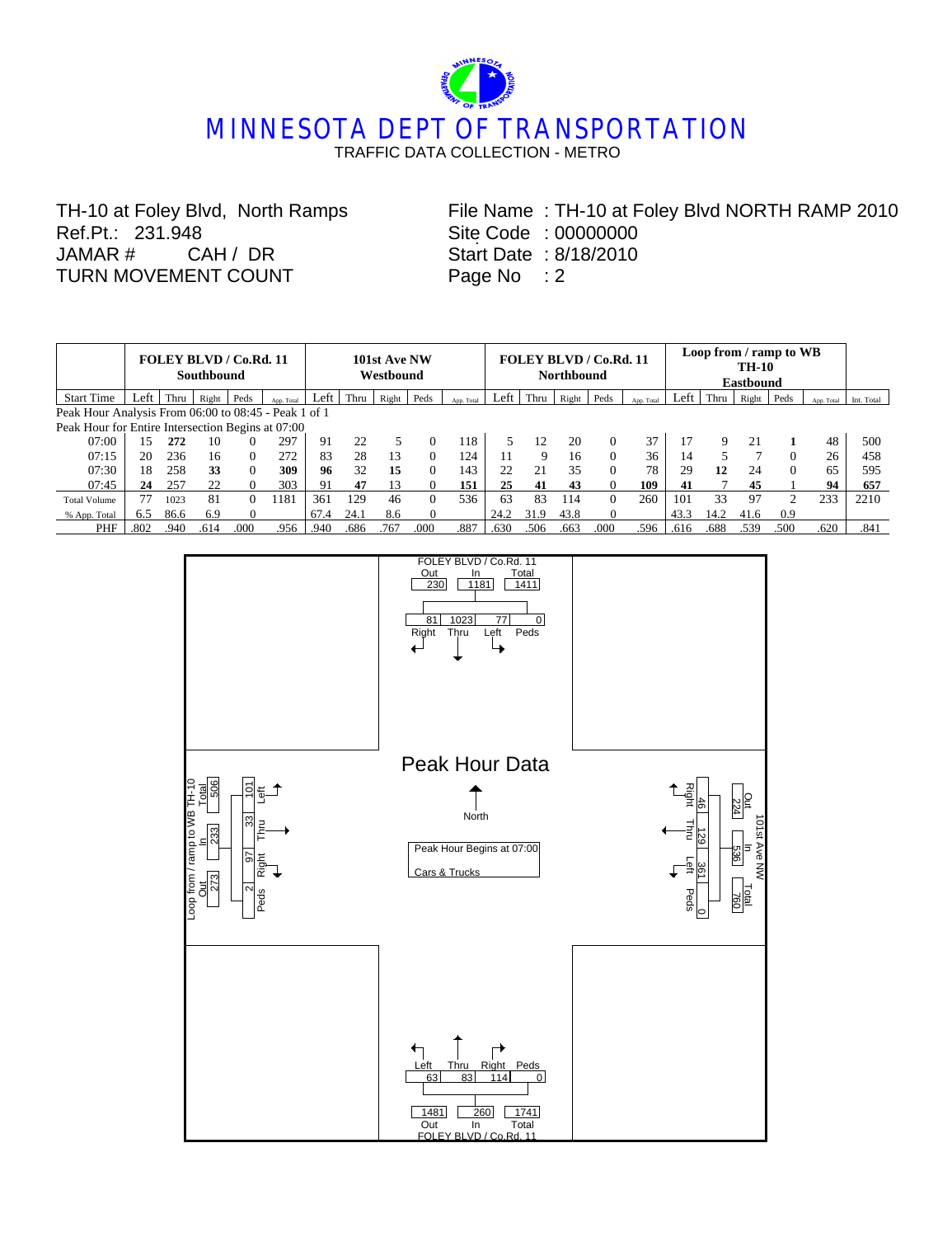# MINNESOTA DEPT OF TRANSPORTATION

TRAFFIC DATA COLLECTION - METRO

TH-10 at Foley Blvd, North Ramps
Ref.Pt.: 231.948
JAMAR # CAH / DR
TURN MOVEMENT COUNT

File Name : TH-10 at Foley Blvd NORTH RAMP 2010
Site Code : 00000000
Start Date : 8/18/2010
Page No : 2

| | FOLEY BLVD / Co.Rd. 11 Southbound | | | | | 101st Ave NW Westbound | | | | | FOLEY BLVD / Co.Rd. 11 Northbound | | | | | Loop from / ramp to WB TH-10 Eastbound | | | | | |
|---|---|---|---|---|---|---|---|---|---|---|---|---|---|---|---|---|---|---|---|---|---|
| Start Time | Left | Thru | Right | Peds | App. Total | Left | Thru | Right | Peds | App. Total | Left | Thru | Right | Peds | App. Total | Left | Thru | Right | Peds | App. Total | Int. Total |
| Peak Hour Analysis From 06:00 to 08:45 - Peak 1 of 1 | | | | | | | | | | | | | | | | | | | | | |
| Peak Hour for Entire Intersection Begins at 07:00 | | | | | | | | | | | | | | | | | | | | | |
| 07:00 | 15 | **272** | 10 | 0 | 297 | 91 | 22 | 5 | 0 | 118 | 5 | 12 | 20 | 0 | 37 | 17 | 9 | 21 | **1** | 48 | 500 |
| 07:15 | 20 | 236 | 16 | 0 | 272 | 83 | 28 | 13 | 0 | 124 | 11 | 9 | 16 | 0 | 36 | 14 | 5 | 7 | 0 | 26 | 458 |
| 07:30 | 18 | 258 | **33** | 0 | **309** | **96** | 32 | **15** | 0 | 143 | 22 | 21 | 35 | 0 | 78 | 29 | **12** | 24 | 0 | 65 | 595 |
| 07:45 | **24** | 257 | 22 | 0 | 303 | 91 | **47** | 13 | 0 | **151** | **25** | **41** | **43** | 0 | **109** | **41** | 7 | **45** | 1 | **94** | **657** |
| Total Volume | 77 | 1023 | 81 | 0 | 1181 | 361 | 129 | 46 | 0 | 536 | 63 | 83 | 114 | 0 | 260 | 101 | 33 | 97 | 2 | 233 | 2210 |
| % App. Total | 6.5 | 86.6 | 6.9 | 0 | | 67.4 | 24.1 | 8.6 | 0 | | 24.2 | 31.9 | 43.8 | 0 | | 43.3 | 14.2 | 41.6 | 0.9 | | |
| PHF | .802 | .940 | .614 | .000 | .956 | .940 | .686 | .767 | .000 | .887 | .630 | .506 | .663 | .000 | .596 | .616 | .688 | .539 | .500 | .620 | .841 |

## Peak Hour Data

North

Peak Hour Begins at 07:00

Cars & Trucks

**FOLEY BLVD / Co.Rd. 11 (North leg)**

| Out | In | Total |
|---|---|---|
| 230 | 1181 | 1411 |

| Right | Thru | Left | Peds |
|---|---|---|---|
| 81 | 1023 | 77 | 0 |

**101st Ave NW (East leg)**

| Out | In | Total |
|---|---|---|
| 224 | 536 | 760 |

| Right | Thru | Left | Peds |
|---|---|---|---|
| 46 | 129 | 361 | 0 |

**FOLEY BLVD / Co.Rd. 11 (South leg)**

| Left | Thru | Right | Peds |
|---|---|---|---|
| 63 | 83 | 114 | 0 |

| Out | In | Total |
|---|---|---|
| 1481 | 260 | 1741 |

**Loop from / ramp to WB TH-10 (West leg)**

| Out | In | Total |
|---|---|---|
| 273 | 233 | 506 |

| Left | Thru | Right | Peds |
|---|---|---|---|
| 101 | 33 | 97 | 2 |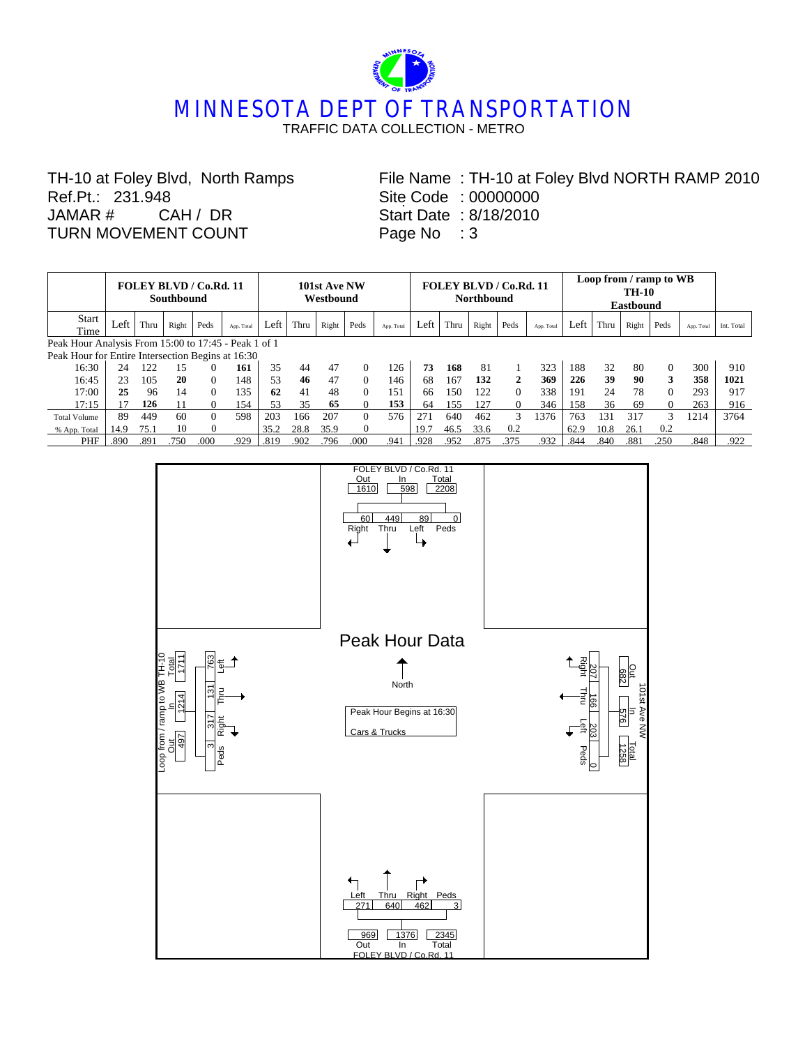# MINNESOTA DEPT OF TRANSPORTATION

TRAFFIC DATA COLLECTION - METRO

TH-10 at Foley Blvd, North Ramps
Ref.Pt.: 231.948
JAMAR # CAH / DR
TURN MOVEMENT COUNT

File Name : TH-10 at Foley Blvd NORTH RAMP 2010
Site Code : 00000000
Start Date : 8/18/2010
Page No : 3

| | FOLEY BLVD / Co.Rd. 11 Southbound | | | | | 101st Ave NW Westbound | | | | | FOLEY BLVD / Co.Rd. 11 Northbound | | | | | Loop from / ramp to WB TH-10 Eastbound | | | | | |
|---|---|---|---|---|---|---|---|---|---|---|---|---|---|---|---|---|---|---|---|---|---|
| Start Time | Left | Thru | Right | Peds | App. Total | Left | Thru | Right | Peds | App. Total | Left | Thru | Right | Peds | App. Total | Left | Thru | Right | Peds | App. Total | Int. Total |
| Peak Hour Analysis From 15:00 to 17:45 - Peak 1 of 1 | | | | | | | | | | | | | | | | | | | | | |
| Peak Hour for Entire Intersection Begins at 16:30 | | | | | | | | | | | | | | | | | | | | | |
| 16:30 | 24 | 122 | 15 | 0 | **161** | 35 | 44 | 47 | 0 | 126 | **73** | **168** | 81 | 1 | 323 | 188 | 32 | 80 | 0 | 300 | 910 |
| 16:45 | 23 | 105 | **20** | 0 | 148 | 53 | **46** | 47 | 0 | 146 | 68 | 167 | **132** | **2** | **369** | **226** | **39** | **90** | **3** | **358** | **1021** |
| 17:00 | **25** | 96 | 14 | 0 | 135 | **62** | 41 | 48 | 0 | 151 | 66 | 150 | 122 | 0 | 338 | 191 | 24 | 78 | 0 | 293 | 917 |
| 17:15 | 17 | **126** | 11 | 0 | 154 | 53 | 35 | **65** | 0 | **153** | 64 | 155 | 127 | 0 | 346 | 158 | 36 | 69 | 0 | 263 | 916 |
| Total Volume | 89 | 449 | 60 | 0 | 598 | 203 | 166 | 207 | 0 | 576 | 271 | 640 | 462 | 3 | 1376 | 763 | 131 | 317 | 3 | 1214 | 3764 |
| % App. Total | 14.9 | 75.1 | 10 | 0 | | 35.2 | 28.8 | 35.9 | 0 | | 19.7 | 46.5 | 33.6 | 0.2 | | 62.9 | 10.8 | 26.1 | 0.2 | | |
| PHF | .890 | .891 | .750 | .000 | .929 | .819 | .902 | .796 | .000 | .941 | .928 | .952 | .875 | .375 | .932 | .844 | .840 | .881 | .250 | .848 | .922 |

FOLEY BLVD / Co.Rd. 11
Out 1610 In 598 Total 2208
Right 60 Thru 449 Left 89 Peds 0

Peak Hour Data

North

Peak Hour Begins at 16:30

Cars & Trucks

Loop from / ramp to WB TH-10
Out 497 In 1214 Total 1711
Left 763 Thru 131 Right 317 Peds 3

101st Ave NW
Out 682 In 576 Total 1258
Right 207 Thru 166 Left 203 Peds 0

FOLEY BLVD / Co.Rd. 11
Left 271 Thru 640 Right 462 Peds 3
Out 969 In 1376 Total 2345